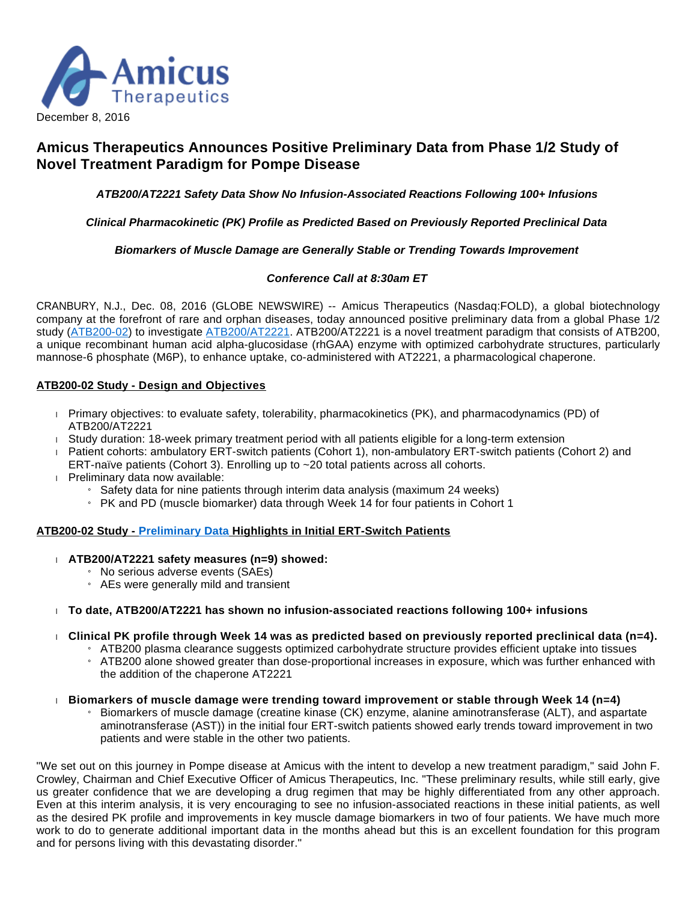December 8, 2016

# Amicus Therapeutics Announces Positive Preliminary Data from Phase 1/2 Study of Novel Treatment Paradigm for Pompe Disease

***ATB200/AT2221 Safety Data Show No Infusion-Associated Reactions Following 100+ Infusions***

***Clinical Pharmacokinetic (PK) Profile as Predicted Based on Previously Reported Preclinical Data***

***Biomarkers of Muscle Damage are Generally Stable or Trending Towards Improvement***

***Conference Call at 8:30am ET***

CRANBURY, N.J., Dec. 08, 2016 (GLOBE NEWSWIRE) -- Amicus Therapeutics (Nasdaq:FOLD), a global biotechnology company at the forefront of rare and orphan diseases, today announced positive preliminary data from a global Phase 1/2 study (ATB200-02) to investigate ATB200/AT2221. ATB200/AT2221 is a novel treatment paradigm that consists of ATB200, a unique recombinant human acid alpha-glucosidase (rhGAA) enzyme with optimized carbohydrate structures, particularly mannose-6 phosphate (M6P), to enhance uptake, co-administered with AT2221, a pharmacological chaperone.

## ATB200-02 Study - Design and Objectives

- Primary objectives: to evaluate safety, tolerability, pharmacokinetics (PK), and pharmacodynamics (PD) of ATB200/AT2221
- Study duration: 18-week primary treatment period with all patients eligible for a long-term extension
- Patient cohorts: ambulatory ERT-switch patients (Cohort 1), non-ambulatory ERT-switch patients (Cohort 2) and ERT-naïve patients (Cohort 3). Enrolling up to ~20 total patients across all cohorts.
- Preliminary data now available:
  - Safety data for nine patients through interim data analysis (maximum 24 weeks)
  - PK and PD (muscle biomarker) data through Week 14 for four patients in Cohort 1

## ATB200-02 Study - Preliminary Data Highlights in Initial ERT-Switch Patients

- **ATB200/AT2221 safety measures (n=9) showed:**
  - No serious adverse events (SAEs)
  - AEs were generally mild and transient
- **To date, ATB200/AT2221 has shown no infusion-associated reactions following 100+ infusions**
- **Clinical PK profile through Week 14 was as predicted based on previously reported preclinical data (n=4).**
  - ATB200 plasma clearance suggests optimized carbohydrate structure provides efficient uptake into tissues
  - ATB200 alone showed greater than dose-proportional increases in exposure, which was further enhanced with the addition of the chaperone AT2221
- **Biomarkers of muscle damage were trending toward improvement or stable through Week 14 (n=4)**
  - Biomarkers of muscle damage (creatine kinase (CK) enzyme, alanine aminotransferase (ALT), and aspartate aminotransferase (AST)) in the initial four ERT-switch patients showed early trends toward improvement in two patients and were stable in the other two patients.

"We set out on this journey in Pompe disease at Amicus with the intent to develop a new treatment paradigm," said John F. Crowley, Chairman and Chief Executive Officer of Amicus Therapeutics, Inc. "These preliminary results, while still early, give us greater confidence that we are developing a drug regimen that may be highly differentiated from any other approach. Even at this interim analysis, it is very encouraging to see no infusion-associated reactions in these initial patients, as well as the desired PK profile and improvements in key muscle damage biomarkers in two of four patients. We have much more work to do to generate additional important data in the months ahead but this is an excellent foundation for this program and for persons living with this devastating disorder."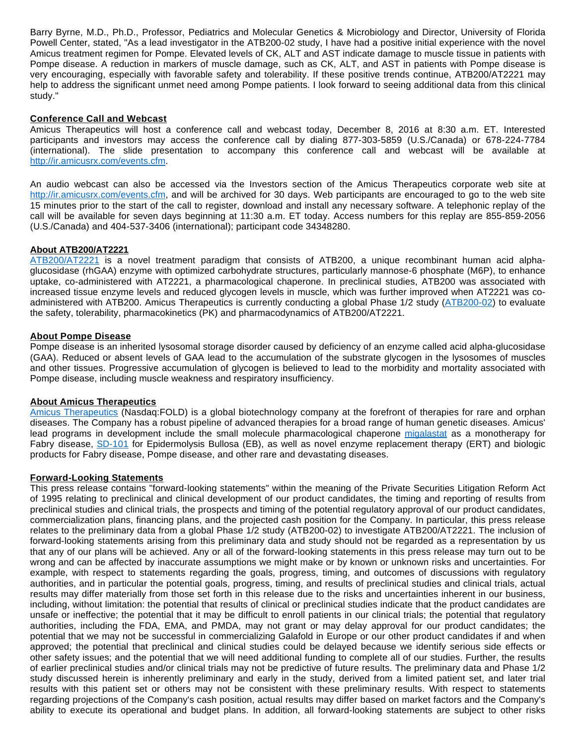Barry Byrne, M.D., Ph.D., Professor, Pediatrics and Molecular Genetics & Microbiology and Director, University of Florida Powell Center, stated, "As a lead investigator in the ATB200-02 study, I have had a positive initial experience with the novel Amicus treatment regimen for Pompe. Elevated levels of CK, ALT and AST indicate damage to muscle tissue in patients with Pompe disease. A reduction in markers of muscle damage, such as CK, ALT, and AST in patients with Pompe disease is very encouraging, especially with favorable safety and tolerability. If these positive trends continue, ATB200/AT2221 may help to address the significant unmet need among Pompe patients. I look forward to seeing additional data from this clinical study."

## Conference Call and Webcast

Amicus Therapeutics will host a conference call and webcast today, December 8, 2016 at 8:30 a.m. ET. Interested participants and investors may access the conference call by dialing 877-303-5859 (U.S./Canada) or 678-224-7784 (international). The slide presentation to accompany this conference call and webcast will be available at http://ir.amicusrx.com/events.cfm.

An audio webcast can also be accessed via the Investors section of the Amicus Therapeutics corporate web site at http://ir.amicusrx.com/events.cfm, and will be archived for 30 days. Web participants are encouraged to go to the web site 15 minutes prior to the start of the call to register, download and install any necessary software. A telephonic replay of the call will be available for seven days beginning at 11:30 a.m. ET today. Access numbers for this replay are 855-859-2056 (U.S./Canada) and 404-537-3406 (international); participant code 34348280.

## About ATB200/AT2221

ATB200/AT2221 is a novel treatment paradigm that consists of ATB200, a unique recombinant human acid alpha-glucosidase (rhGAA) enzyme with optimized carbohydrate structures, particularly mannose-6 phosphate (M6P), to enhance uptake, co-administered with AT2221, a pharmacological chaperone. In preclinical studies, ATB200 was associated with increased tissue enzyme levels and reduced glycogen levels in muscle, which was further improved when AT2221 was co-administered with ATB200. Amicus Therapeutics is currently conducting a global Phase 1/2 study (ATB200-02) to evaluate the safety, tolerability, pharmacokinetics (PK) and pharmacodynamics of ATB200/AT2221.

## About Pompe Disease

Pompe disease is an inherited lysosomal storage disorder caused by deficiency of an enzyme called acid alpha-glucosidase (GAA). Reduced or absent levels of GAA lead to the accumulation of the substrate glycogen in the lysosomes of muscles and other tissues. Progressive accumulation of glycogen is believed to lead to the morbidity and mortality associated with Pompe disease, including muscle weakness and respiratory insufficiency.

## About Amicus Therapeutics

Amicus Therapeutics (Nasdaq:FOLD) is a global biotechnology company at the forefront of therapies for rare and orphan diseases. The Company has a robust pipeline of advanced therapies for a broad range of human genetic diseases. Amicus' lead programs in development include the small molecule pharmacological chaperone migalastat as a monotherapy for Fabry disease, SD-101 for Epidermolysis Bullosa (EB), as well as novel enzyme replacement therapy (ERT) and biologic products for Fabry disease, Pompe disease, and other rare and devastating diseases.

## Forward-Looking Statements

This press release contains "forward-looking statements" within the meaning of the Private Securities Litigation Reform Act of 1995 relating to preclinical and clinical development of our product candidates, the timing and reporting of results from preclinical studies and clinical trials, the prospects and timing of the potential regulatory approval of our product candidates, commercialization plans, financing plans, and the projected cash position for the Company. In particular, this press release relates to the preliminary data from a global Phase 1/2 study (ATB200-02) to investigate ATB200/AT2221. The inclusion of forward-looking statements arising from this preliminary data and study should not be regarded as a representation by us that any of our plans will be achieved. Any or all of the forward-looking statements in this press release may turn out to be wrong and can be affected by inaccurate assumptions we might make or by known or unknown risks and uncertainties. For example, with respect to statements regarding the goals, progress, timing, and outcomes of discussions with regulatory authorities, and in particular the potential goals, progress, timing, and results of preclinical studies and clinical trials, actual results may differ materially from those set forth in this release due to the risks and uncertainties inherent in our business, including, without limitation: the potential that results of clinical or preclinical studies indicate that the product candidates are unsafe or ineffective; the potential that it may be difficult to enroll patients in our clinical trials; the potential that regulatory authorities, including the FDA, EMA, and PMDA, may not grant or may delay approval for our product candidates; the potential that we may not be successful in commercializing Galafold in Europe or our other product candidates if and when approved; the potential that preclinical and clinical studies could be delayed because we identify serious side effects or other safety issues; and the potential that we will need additional funding to complete all of our studies. Further, the results of earlier preclinical studies and/or clinical trials may not be predictive of future results. The preliminary data and Phase 1/2 study discussed herein is inherently preliminary and early in the study, derived from a limited patient set, and later trial results with this patient set or others may not be consistent with these preliminary results. With respect to statements regarding projections of the Company's cash position, actual results may differ based on market factors and the Company's ability to execute its operational and budget plans. In addition, all forward-looking statements are subject to other risks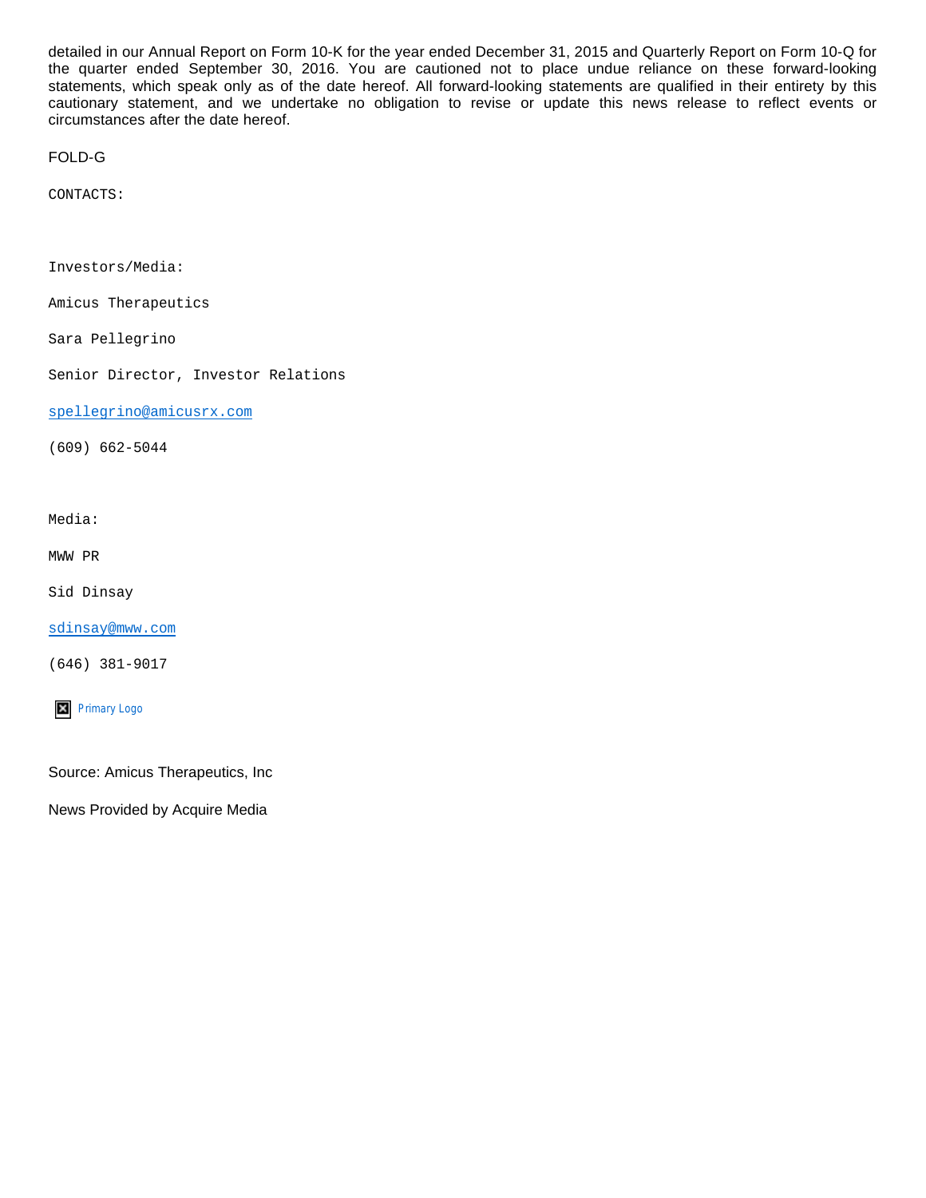detailed in our Annual Report on Form 10-K for the year ended December 31, 2015 and Quarterly Report on Form 10-Q for the quarter ended September 30, 2016. You are cautioned not to place undue reliance on these forward-looking statements, which speak only as of the date hereof. All forward-looking statements are qualified in their entirety by this cautionary statement, and we undertake no obligation to revise or update this news release to reflect events or circumstances after the date hereof.

FOLD-G

CONTACTS:

Investors/Media:

Amicus Therapeutics

Sara Pellegrino

Senior Director, Investor Relations

spellegrino@amicusrx.com

(609) 662-5044

Media:

MWW PR

Sid Dinsay

sdinsay@mww.com

(646) 381-9017

Primary Logo

Source: Amicus Therapeutics, Inc

News Provided by Acquire Media